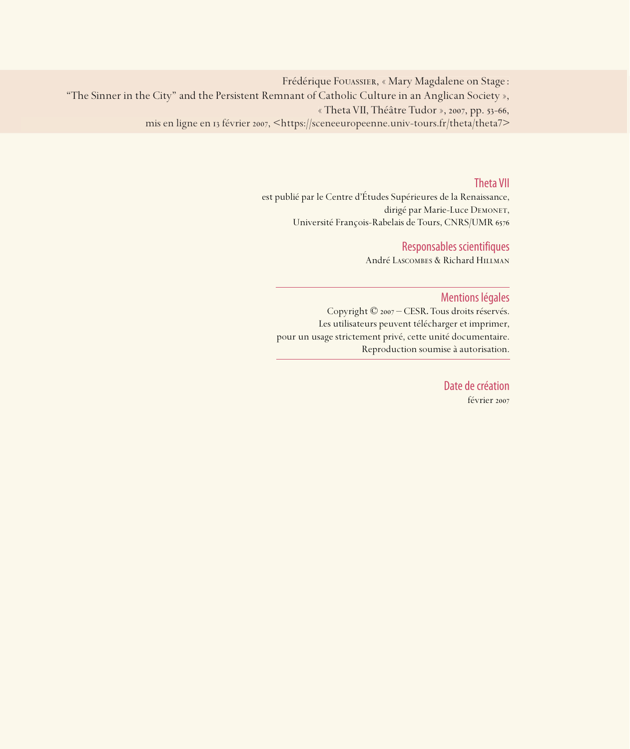Frédérique Fouassier, « Mary Magdalene on Stage : “The Sinner in the City” and the Persistent Remnant of Catholic Culture in an Anglican Society », « Theta VII, Théâtre Tudor », 2007, pp. 53-66, mis en ligne en 13 février 2007, <https://sceneeuropeenne.univ-tours.fr/theta/theta7>

## Theta VII

est publié par le Centre d’Études Supérieures de la Renaissance, dirigé par Marie-Luce Demonet, Université François-Rabelais de Tours, CNRS/UMR 6576

## Responsables scientifiques

André Lascombes & Richard Hillman

## Mentions légales

Copyright © 2007 – CESR. Tous droits réservés. Les utilisateurs peuvent télécharger et imprimer, pour un usage strictement privé, cette unité documentaire. Reproduction soumise à autorisation.

## Date de création

février 2007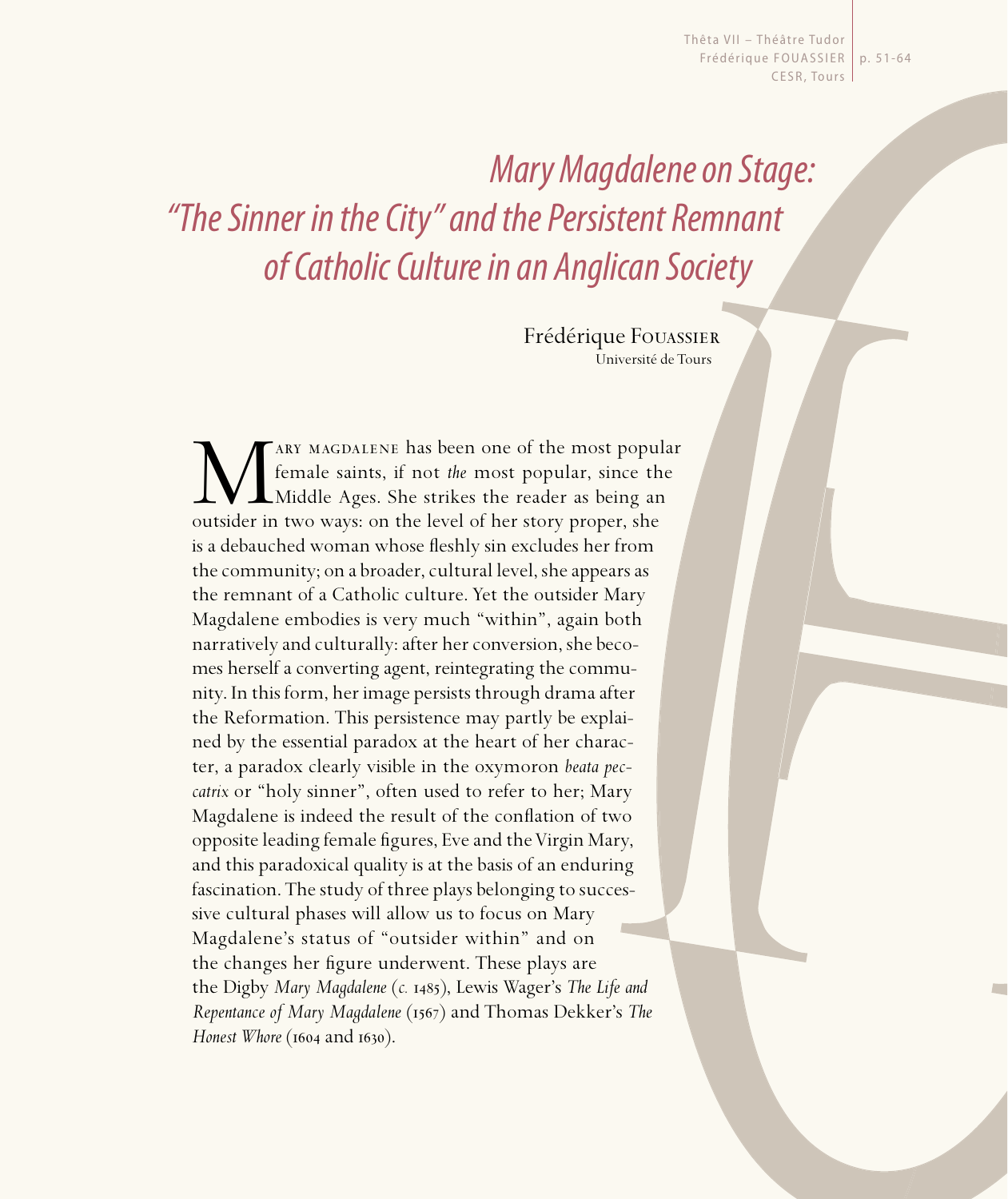# *Mary Magdalene on Stage: "The Sinner in the City" and the Persistent Remnant of Catholic Culture in an Anglican Society*

Frédérique Fouassier
Université de Tours

Mary Magdalene has been one of the most popular female saints, if not *the* most popular, since the Middle Ages. She strikes the reader as being an outsider in two ways: on the level of her story proper, she is a debauched woman whose fleshly sin excludes her from the community; on a broader, cultural level, she appears as the remnant of a Catholic culture. Yet the outsider Mary Magdalene embodies is very much "within", again both narratively and culturally: after her conversion, she becomes herself a converting agent, reintegrating the community. In this form, her image persists through drama after the Reformation. This persistence may partly be explained by the essential paradox at the heart of her character, a paradox clearly visible in the oxymoron *beata peccatrix* or "holy sinner", often used to refer to her; Mary Magdalene is indeed the result of the conflation of two opposite leading female figures, Eve and the Virgin Mary, and this paradoxical quality is at the basis of an enduring fascination. The study of three plays belonging to successive cultural phases will allow us to focus on Mary Magdalene's status of "outsider within" and on the changes her figure underwent. These plays are the Digby *Mary Magdalene* (*c.* 1485), Lewis Wager's *The Life and Repentance of Mary Magdalene* (1567) and Thomas Dekker's *The Honest Whore* (1604 and 1630).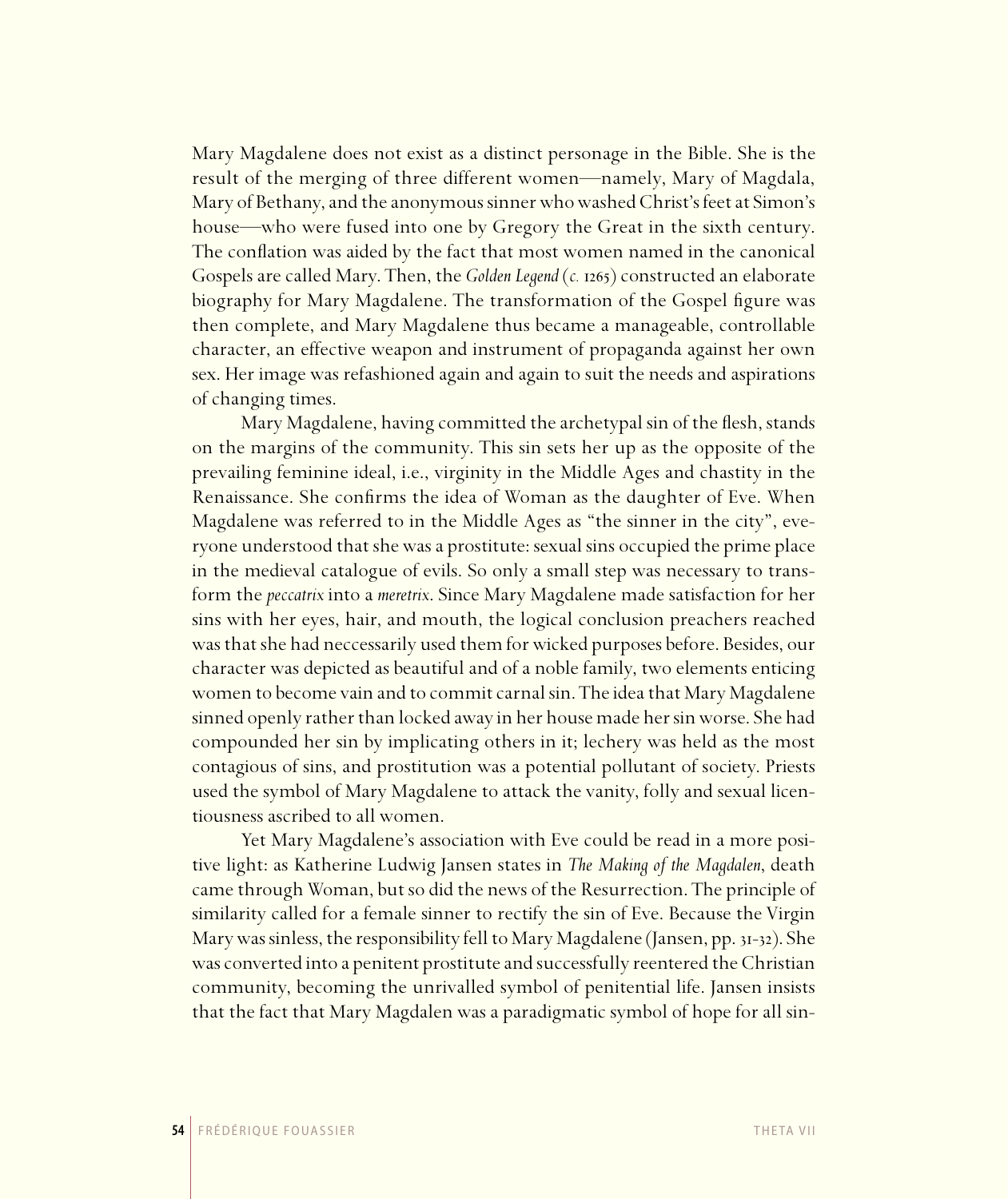Mary Magdalene does not exist as a distinct personage in the Bible. She is the result of the merging of three different women—namely, Mary of Magdala, Mary of Bethany, and the anonymous sinner who washed Christ's feet at Simon's house—who were fused into one by Gregory the Great in the sixth century. The conflation was aided by the fact that most women named in the canonical Gospels are called Mary. Then, the *Golden Legend* (*c.* 1265) constructed an elaborate biography for Mary Magdalene. The transformation of the Gospel figure was then complete, and Mary Magdalene thus became a manageable, controllable character, an effective weapon and instrument of propaganda against her own sex. Her image was refashioned again and again to suit the needs and aspirations of changing times.

Mary Magdalene, having committed the archetypal sin of the flesh, stands on the margins of the community. This sin sets her up as the opposite of the prevailing feminine ideal, i.e., virginity in the Middle Ages and chastity in the Renaissance. She confirms the idea of Woman as the daughter of Eve. When Magdalene was referred to in the Middle Ages as "the sinner in the city", everyone understood that she was a prostitute: sexual sins occupied the prime place in the medieval catalogue of evils. So only a small step was necessary to transform the *peccatrix* into a *meretrix*. Since Mary Magdalene made satisfaction for her sins with her eyes, hair, and mouth, the logical conclusion preachers reached was that she had neccessarily used them for wicked purposes before. Besides, our character was depicted as beautiful and of a noble family, two elements enticing women to become vain and to commit carnal sin. The idea that Mary Magdalene sinned openly rather than locked away in her house made her sin worse. She had compounded her sin by implicating others in it; lechery was held as the most contagious of sins, and prostitution was a potential pollutant of society. Priests used the symbol of Mary Magdalene to attack the vanity, folly and sexual licentiousness ascribed to all women.

Yet Mary Magdalene's association with Eve could be read in a more positive light: as Katherine Ludwig Jansen states in *The Making of the Magdalen*, death came through Woman, but so did the news of the Resurrection. The principle of similarity called for a female sinner to rectify the sin of Eve. Because the Virgin Mary was sinless, the responsibility fell to Mary Magdalene (Jansen, pp. 31-32). She was converted into a penitent prostitute and successfully reentered the Christian community, becoming the unrivalled symbol of penitential life. Jansen insists that the fact that Mary Magdalen was a paradigmatic symbol of hope for all sin-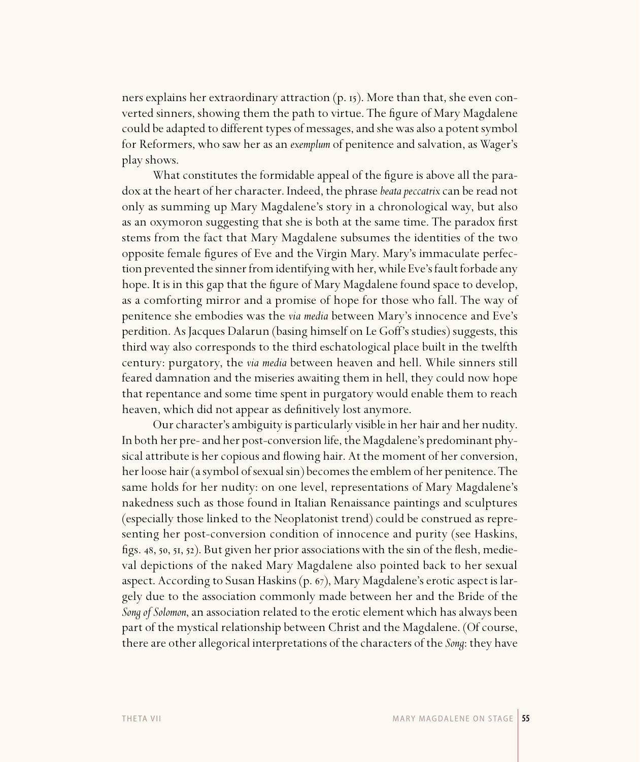ners explains her extraordinary attraction (p. 15). More than that, she even converted sinners, showing them the path to virtue. The figure of Mary Magdalene could be adapted to different types of messages, and she was also a potent symbol for Reformers, who saw her as an *exemplum* of penitence and salvation, as Wager's play shows.

What constitutes the formidable appeal of the figure is above all the paradox at the heart of her character. Indeed, the phrase *beata peccatrix* can be read not only as summing up Mary Magdalene's story in a chronological way, but also as an oxymoron suggesting that she is both at the same time. The paradox first stems from the fact that Mary Magdalene subsumes the identities of the two opposite female figures of Eve and the Virgin Mary. Mary's immaculate perfection prevented the sinner from identifying with her, while Eve's fault forbade any hope. It is in this gap that the figure of Mary Magdalene found space to develop, as a comforting mirror and a promise of hope for those who fall. The way of penitence she embodies was the *via media* between Mary's innocence and Eve's perdition. As Jacques Dalarun (basing himself on Le Goff's studies) suggests, this third way also corresponds to the third eschatological place built in the twelfth century: purgatory, the *via media* between heaven and hell. While sinners still feared damnation and the miseries awaiting them in hell, they could now hope that repentance and some time spent in purgatory would enable them to reach heaven, which did not appear as definitively lost anymore.

Our character's ambiguity is particularly visible in her hair and her nudity. In both her pre- and her post-conversion life, the Magdalene's predominant physical attribute is her copious and flowing hair. At the moment of her conversion, her loose hair (a symbol of sexual sin) becomes the emblem of her penitence. The same holds for her nudity: on one level, representations of Mary Magdalene's nakedness such as those found in Italian Renaissance paintings and sculptures (especially those linked to the Neoplatonist trend) could be construed as representing her post-conversion condition of innocence and purity (see Haskins, figs. 48, 50, 51, 52). But given her prior associations with the sin of the flesh, medieval depictions of the naked Mary Magdalene also pointed back to her sexual aspect. According to Susan Haskins (p. 67), Mary Magdalene's erotic aspect is largely due to the association commonly made between her and the Bride of the *Song of Solomon*, an association related to the erotic element which has always been part of the mystical relationship between Christ and the Magdalene. (Of course, there are other allegorical interpretations of the characters of the *Song*: they have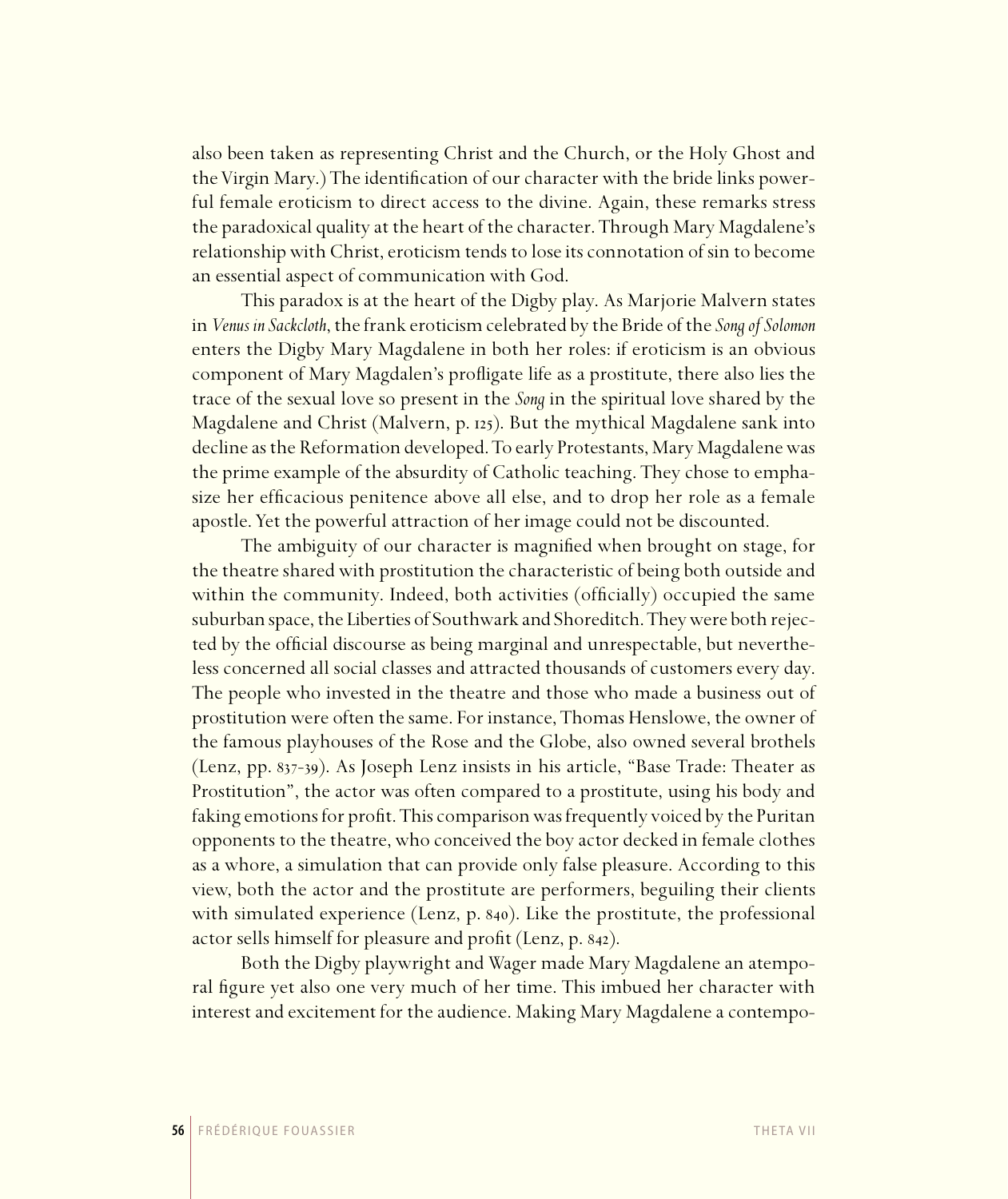also been taken as representing Christ and the Church, or the Holy Ghost and the Virgin Mary.) The identification of our character with the bride links powerful female eroticism to direct access to the divine. Again, these remarks stress the paradoxical quality at the heart of the character. Through Mary Magdalene's relationship with Christ, eroticism tends to lose its connotation of sin to become an essential aspect of communication with God.

This paradox is at the heart of the Digby play. As Marjorie Malvern states in *Venus in Sackcloth*, the frank eroticism celebrated by the Bride of the *Song of Solomon* enters the Digby Mary Magdalene in both her roles: if eroticism is an obvious component of Mary Magdalen's profligate life as a prostitute, there also lies the trace of the sexual love so present in the *Song* in the spiritual love shared by the Magdalene and Christ (Malvern, p. 125). But the mythical Magdalene sank into decline as the Reformation developed. To early Protestants, Mary Magdalene was the prime example of the absurdity of Catholic teaching. They chose to emphasize her efficacious penitence above all else, and to drop her role as a female apostle. Yet the powerful attraction of her image could not be discounted.

The ambiguity of our character is magnified when brought on stage, for the theatre shared with prostitution the characteristic of being both outside and within the community. Indeed, both activities (officially) occupied the same suburban space, the Liberties of Southwark and Shoreditch. They were both rejected by the official discourse as being marginal and unrespectable, but nevertheless concerned all social classes and attracted thousands of customers every day. The people who invested in the theatre and those who made a business out of prostitution were often the same. For instance, Thomas Henslowe, the owner of the famous playhouses of the Rose and the Globe, also owned several brothels (Lenz, pp. 837-39). As Joseph Lenz insists in his article, "Base Trade: Theater as Prostitution", the actor was often compared to a prostitute, using his body and faking emotions for profit. This comparison was frequently voiced by the Puritan opponents to the theatre, who conceived the boy actor decked in female clothes as a whore, a simulation that can provide only false pleasure. According to this view, both the actor and the prostitute are performers, beguiling their clients with simulated experience (Lenz, p. 840). Like the prostitute, the professional actor sells himself for pleasure and profit (Lenz, p. 842).

Both the Digby playwright and Wager made Mary Magdalene an atemporal figure yet also one very much of her time. This imbued her character with interest and excitement for the audience. Making Mary Magdalene a contempo-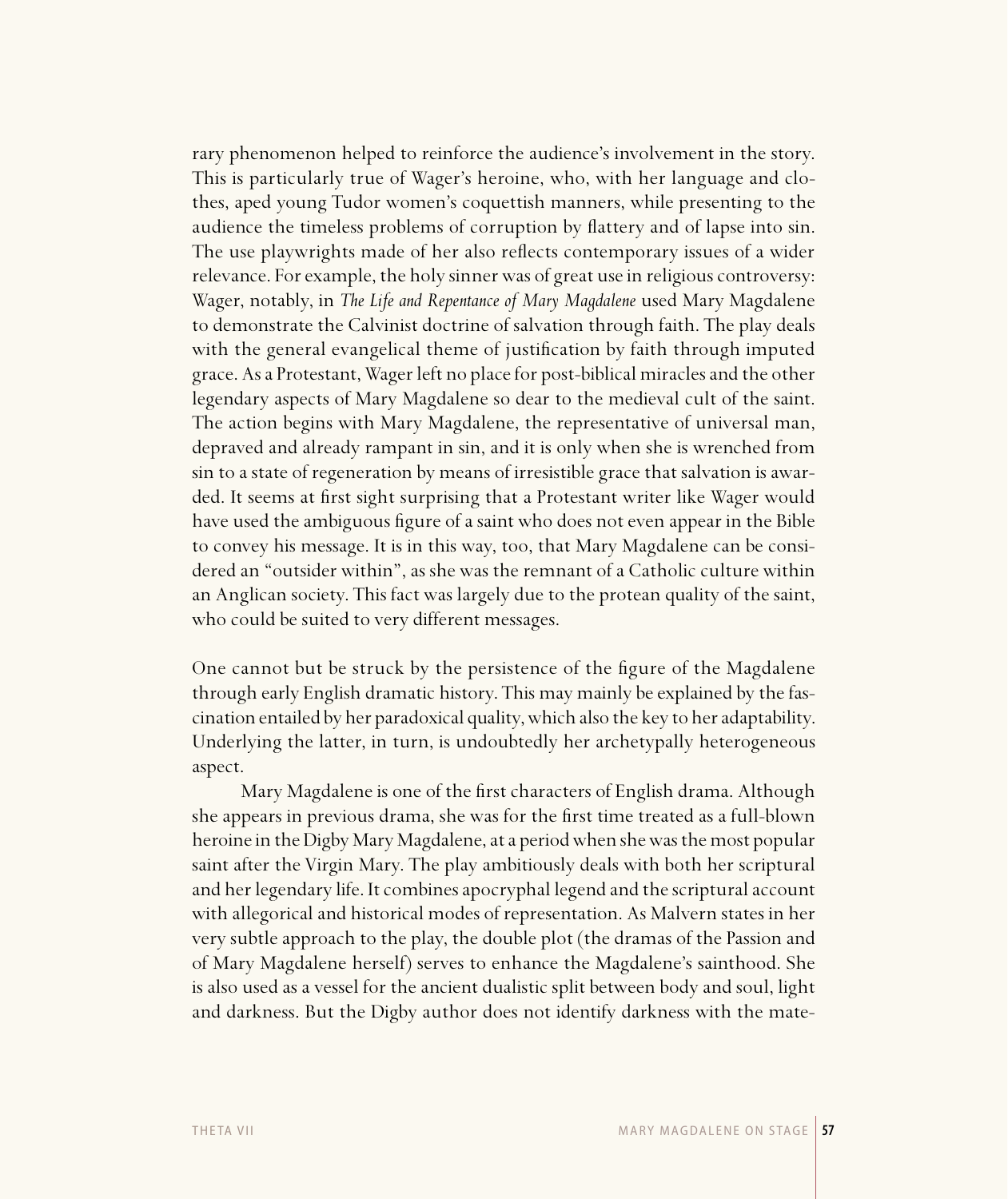rary phenomenon helped to reinforce the audience's involvement in the story. This is particularly true of Wager's heroine, who, with her language and clothes, aped young Tudor women's coquettish manners, while presenting to the audience the timeless problems of corruption by flattery and of lapse into sin. The use playwrights made of her also reflects contemporary issues of a wider relevance. For example, the holy sinner was of great use in religious controversy: Wager, notably, in *The Life and Repentance of Mary Magdalene* used Mary Magdalene to demonstrate the Calvinist doctrine of salvation through faith. The play deals with the general evangelical theme of justification by faith through imputed grace. As a Protestant, Wager left no place for post-biblical miracles and the other legendary aspects of Mary Magdalene so dear to the medieval cult of the saint. The action begins with Mary Magdalene, the representative of universal man, depraved and already rampant in sin, and it is only when she is wrenched from sin to a state of regeneration by means of irresistible grace that salvation is awarded. It seems at first sight surprising that a Protestant writer like Wager would have used the ambiguous figure of a saint who does not even appear in the Bible to convey his message. It is in this way, too, that Mary Magdalene can be considered an "outsider within", as she was the remnant of a Catholic culture within an Anglican society. This fact was largely due to the protean quality of the saint, who could be suited to very different messages.

One cannot but be struck by the persistence of the figure of the Magdalene through early English dramatic history. This may mainly be explained by the fascination entailed by her paradoxical quality, which also the key to her adaptability. Underlying the latter, in turn, is undoubtedly her archetypally heterogeneous aspect.

Mary Magdalene is one of the first characters of English drama. Although she appears in previous drama, she was for the first time treated as a full-blown heroine in the Digby Mary Magdalene, at a period when she was the most popular saint after the Virgin Mary. The play ambitiously deals with both her scriptural and her legendary life. It combines apocryphal legend and the scriptural account with allegorical and historical modes of representation. As Malvern states in her very subtle approach to the play, the double plot (the dramas of the Passion and of Mary Magdalene herself) serves to enhance the Magdalene's sainthood. She is also used as a vessel for the ancient dualistic split between body and soul, light and darkness. But the Digby author does not identify darkness with the mate-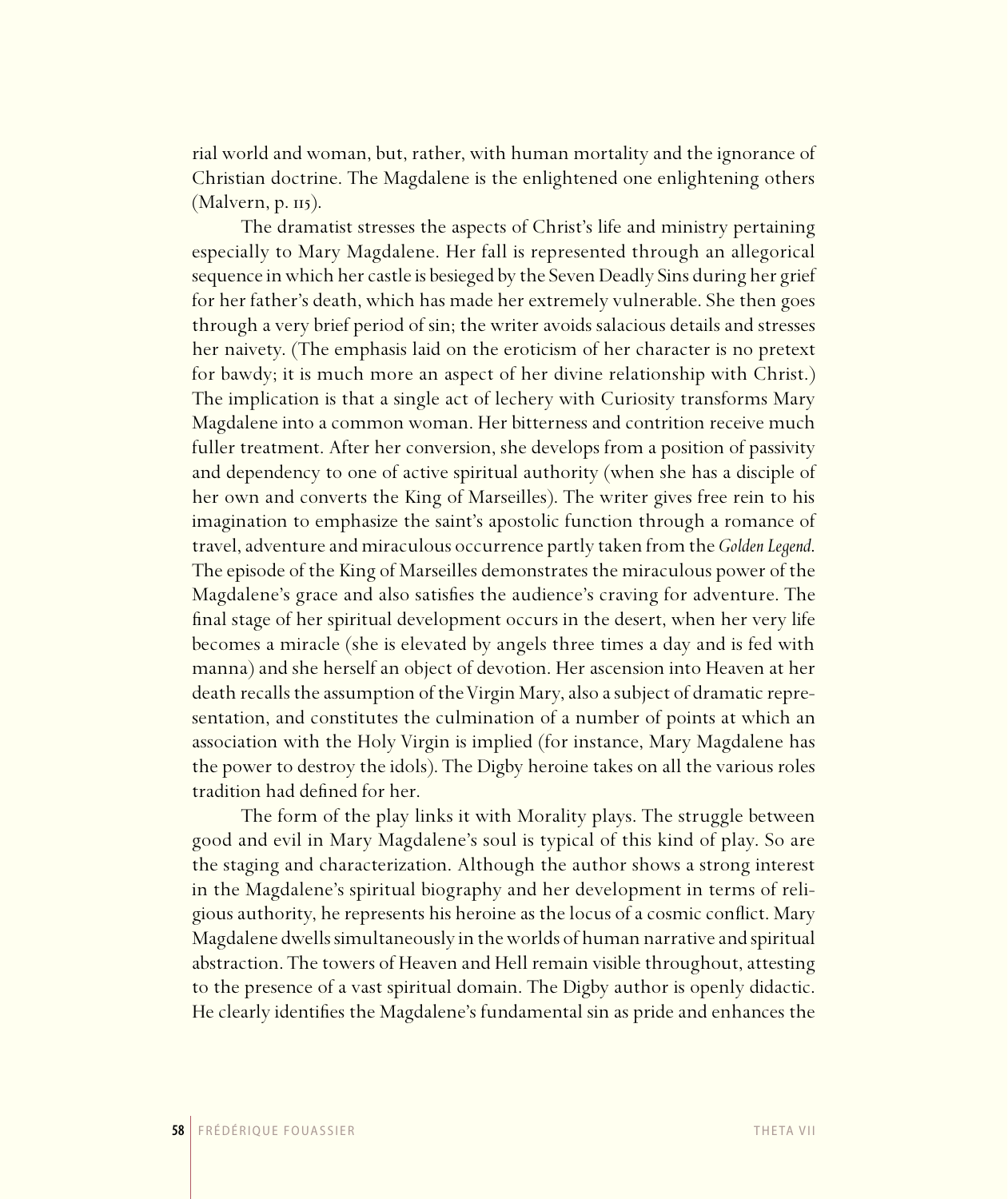rial world and woman, but, rather, with human mortality and the ignorance of Christian doctrine. The Magdalene is the enlightened one enlightening others (Malvern, p. 115).

The dramatist stresses the aspects of Christ's life and ministry pertaining especially to Mary Magdalene. Her fall is represented through an allegorical sequence in which her castle is besieged by the Seven Deadly Sins during her grief for her father's death, which has made her extremely vulnerable. She then goes through a very brief period of sin; the writer avoids salacious details and stresses her naivety. (The emphasis laid on the eroticism of her character is no pretext for bawdy; it is much more an aspect of her divine relationship with Christ.) The implication is that a single act of lechery with Curiosity transforms Mary Magdalene into a common woman. Her bitterness and contrition receive much fuller treatment. After her conversion, she develops from a position of passivity and dependency to one of active spiritual authority (when she has a disciple of her own and converts the King of Marseilles). The writer gives free rein to his imagination to emphasize the saint's apostolic function through a romance of travel, adventure and miraculous occurrence partly taken from the *Golden Legend*. The episode of the King of Marseilles demonstrates the miraculous power of the Magdalene's grace and also satisfies the audience's craving for adventure. The final stage of her spiritual development occurs in the desert, when her very life becomes a miracle (she is elevated by angels three times a day and is fed with manna) and she herself an object of devotion. Her ascension into Heaven at her death recalls the assumption of the Virgin Mary, also a subject of dramatic representation, and constitutes the culmination of a number of points at which an association with the Holy Virgin is implied (for instance, Mary Magdalene has the power to destroy the idols). The Digby heroine takes on all the various roles tradition had defined for her.

The form of the play links it with Morality plays. The struggle between good and evil in Mary Magdalene's soul is typical of this kind of play. So are the staging and characterization. Although the author shows a strong interest in the Magdalene's spiritual biography and her development in terms of religious authority, he represents his heroine as the locus of a cosmic conflict. Mary Magdalene dwells simultaneously in the worlds of human narrative and spiritual abstraction. The towers of Heaven and Hell remain visible throughout, attesting to the presence of a vast spiritual domain. The Digby author is openly didactic. He clearly identifies the Magdalene's fundamental sin as pride and enhances the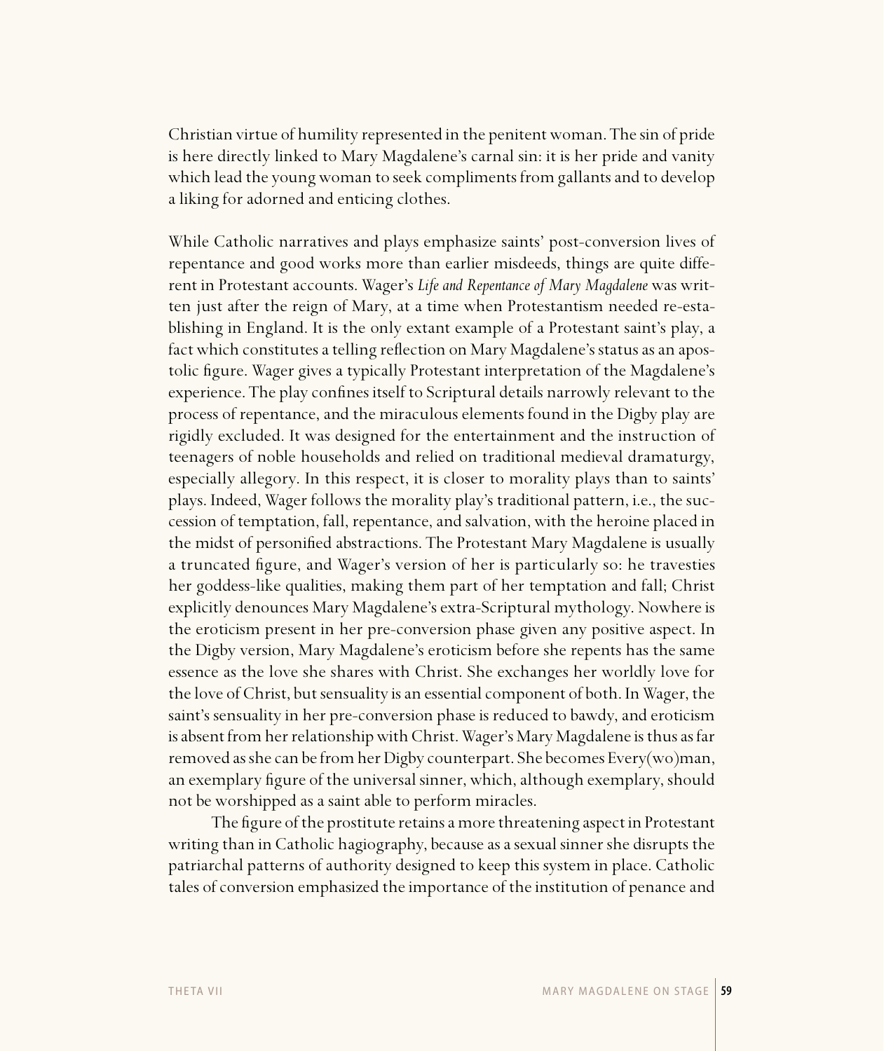Christian virtue of humility represented in the penitent woman. The sin of pride is here directly linked to Mary Magdalene's carnal sin: it is her pride and vanity which lead the young woman to seek compliments from gallants and to develop a liking for adorned and enticing clothes.

While Catholic narratives and plays emphasize saints' post-conversion lives of repentance and good works more than earlier misdeeds, things are quite different in Protestant accounts. Wager's *Life and Repentance of Mary Magdalene* was written just after the reign of Mary, at a time when Protestantism needed re-establishing in England. It is the only extant example of a Protestant saint's play, a fact which constitutes a telling reflection on Mary Magdalene's status as an apostolic figure. Wager gives a typically Protestant interpretation of the Magdalene's experience. The play confines itself to Scriptural details narrowly relevant to the process of repentance, and the miraculous elements found in the Digby play are rigidly excluded. It was designed for the entertainment and the instruction of teenagers of noble households and relied on traditional medieval dramaturgy, especially allegory. In this respect, it is closer to morality plays than to saints' plays. Indeed, Wager follows the morality play's traditional pattern, i.e., the succession of temptation, fall, repentance, and salvation, with the heroine placed in the midst of personified abstractions. The Protestant Mary Magdalene is usually a truncated figure, and Wager's version of her is particularly so: he travesties her goddess-like qualities, making them part of her temptation and fall; Christ explicitly denounces Mary Magdalene's extra-Scriptural mythology. Nowhere is the eroticism present in her pre-conversion phase given any positive aspect. In the Digby version, Mary Magdalene's eroticism before she repents has the same essence as the love she shares with Christ. She exchanges her worldly love for the love of Christ, but sensuality is an essential component of both. In Wager, the saint's sensuality in her pre-conversion phase is reduced to bawdy, and eroticism is absent from her relationship with Christ. Wager's Mary Magdalene is thus as far removed as she can be from her Digby counterpart. She becomes Every(wo)man, an exemplary figure of the universal sinner, which, although exemplary, should not be worshipped as a saint able to perform miracles.

The figure of the prostitute retains a more threatening aspect in Protestant writing than in Catholic hagiography, because as a sexual sinner she disrupts the patriarchal patterns of authority designed to keep this system in place. Catholic tales of conversion emphasized the importance of the institution of penance and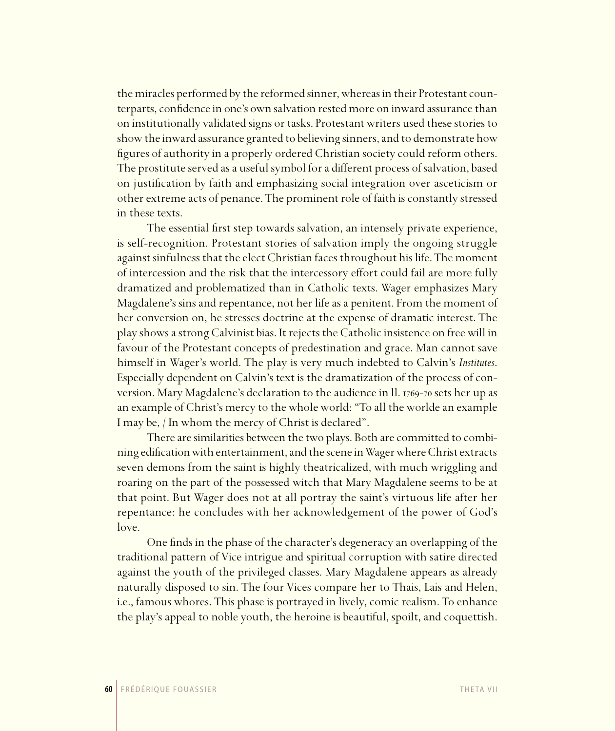the miracles performed by the reformed sinner, whereas in their Protestant counterparts, confidence in one's own salvation rested more on inward assurance than on institutionally validated signs or tasks. Protestant writers used these stories to show the inward assurance granted to believing sinners, and to demonstrate how figures of authority in a properly ordered Christian society could reform others. The prostitute served as a useful symbol for a different process of salvation, based on justification by faith and emphasizing social integration over asceticism or other extreme acts of penance. The prominent role of faith is constantly stressed in these texts.

The essential first step towards salvation, an intensely private experience, is self-recognition. Protestant stories of salvation imply the ongoing struggle against sinfulness that the elect Christian faces throughout his life. The moment of intercession and the risk that the intercessory effort could fail are more fully dramatized and problematized than in Catholic texts. Wager emphasizes Mary Magdalene's sins and repentance, not her life as a penitent. From the moment of her conversion on, he stresses doctrine at the expense of dramatic interest. The play shows a strong Calvinist bias. It rejects the Catholic insistence on free will in favour of the Protestant concepts of predestination and grace. Man cannot save himself in Wager's world. The play is very much indebted to Calvin's *Institutes*. Especially dependent on Calvin's text is the dramatization of the process of conversion. Mary Magdalene's declaration to the audience in ll. 1769-70 sets her up as an example of Christ's mercy to the whole world: "To all the worlde an example I may be, / In whom the mercy of Christ is declared".

There are similarities between the two plays. Both are committed to combining edification with entertainment, and the scene in Wager where Christ extracts seven demons from the saint is highly theatricalized, with much wriggling and roaring on the part of the possessed witch that Mary Magdalene seems to be at that point. But Wager does not at all portray the saint's virtuous life after her repentance: he concludes with her acknowledgement of the power of God's love.

One finds in the phase of the character's degeneracy an overlapping of the traditional pattern of Vice intrigue and spiritual corruption with satire directed against the youth of the privileged classes. Mary Magdalene appears as already naturally disposed to sin. The four Vices compare her to Thais, Lais and Helen, i.e., famous whores. This phase is portrayed in lively, comic realism. To enhance the play's appeal to noble youth, the heroine is beautiful, spoilt, and coquettish.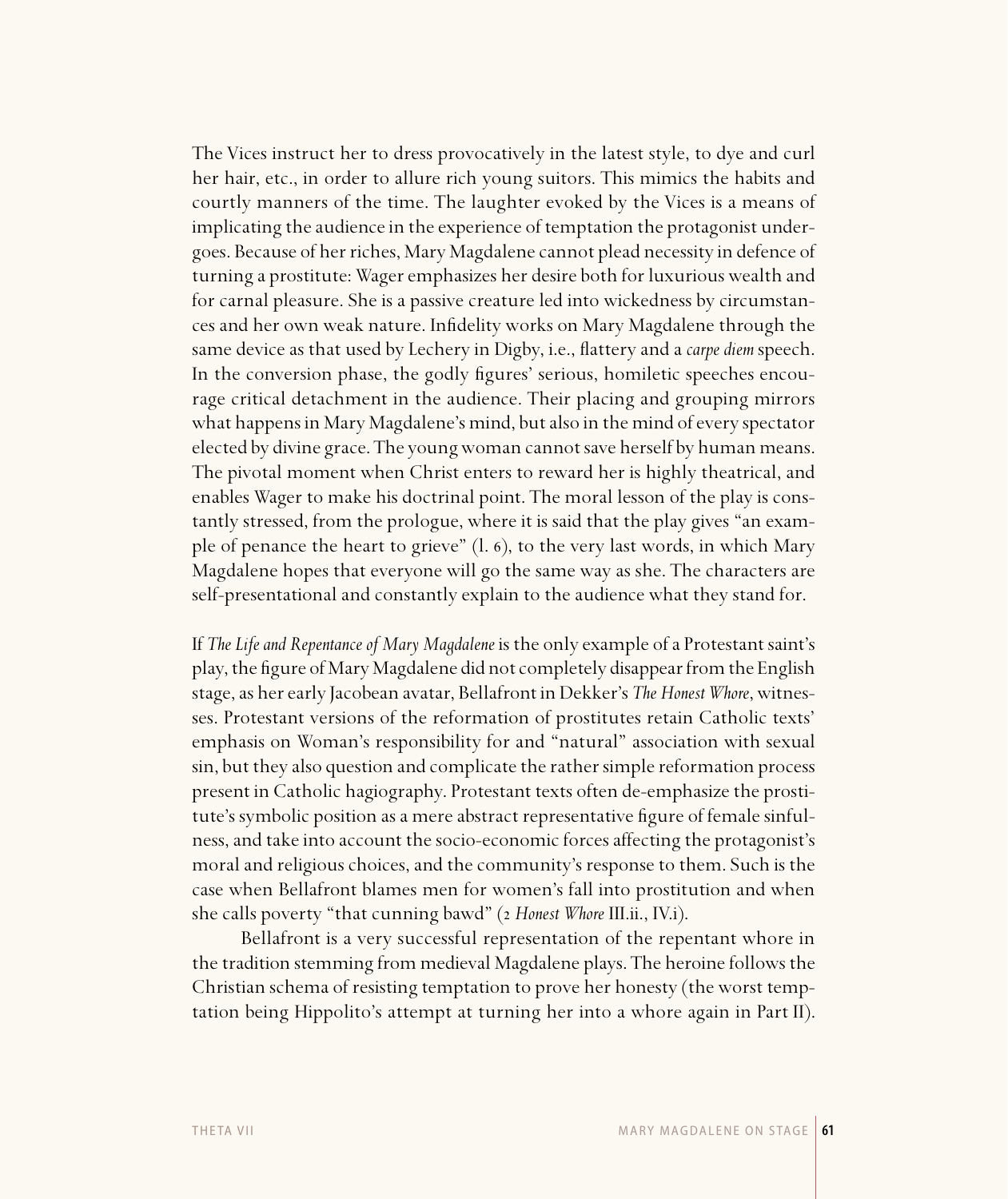The Vices instruct her to dress provocatively in the latest style, to dye and curl her hair, etc., in order to allure rich young suitors. This mimics the habits and courtly manners of the time. The laughter evoked by the Vices is a means of implicating the audience in the experience of temptation the protagonist undergoes. Because of her riches, Mary Magdalene cannot plead necessity in defence of turning a prostitute: Wager emphasizes her desire both for luxurious wealth and for carnal pleasure. She is a passive creature led into wickedness by circumstances and her own weak nature. Infidelity works on Mary Magdalene through the same device as that used by Lechery in Digby, i.e., flattery and a *carpe diem* speech. In the conversion phase, the godly figures' serious, homiletic speeches encourage critical detachment in the audience. Their placing and grouping mirrors what happens in Mary Magdalene's mind, but also in the mind of every spectator elected by divine grace. The young woman cannot save herself by human means. The pivotal moment when Christ enters to reward her is highly theatrical, and enables Wager to make his doctrinal point. The moral lesson of the play is constantly stressed, from the prologue, where it is said that the play gives "an example of penance the heart to grieve" (l. 6), to the very last words, in which Mary Magdalene hopes that everyone will go the same way as she. The characters are self-presentational and constantly explain to the audience what they stand for.

If *The Life and Repentance of Mary Magdalene* is the only example of a Protestant saint's play, the figure of Mary Magdalene did not completely disappear from the English stage, as her early Jacobean avatar, Bellafront in Dekker's *The Honest Whore*, witnesses. Protestant versions of the reformation of prostitutes retain Catholic texts' emphasis on Woman's responsibility for and "natural" association with sexual sin, but they also question and complicate the rather simple reformation process present in Catholic hagiography. Protestant texts often de-emphasize the prostitute's symbolic position as a mere abstract representative figure of female sinfulness, and take into account the socio-economic forces affecting the protagonist's moral and religious choices, and the community's response to them. Such is the case when Bellafront blames men for women's fall into prostitution and when she calls poverty "that cunning bawd" (2 *Honest Whore* III.ii., IV.i).

Bellafront is a very successful representation of the repentant whore in the tradition stemming from medieval Magdalene plays. The heroine follows the Christian schema of resisting temptation to prove her honesty (the worst temptation being Hippolito's attempt at turning her into a whore again in Part II).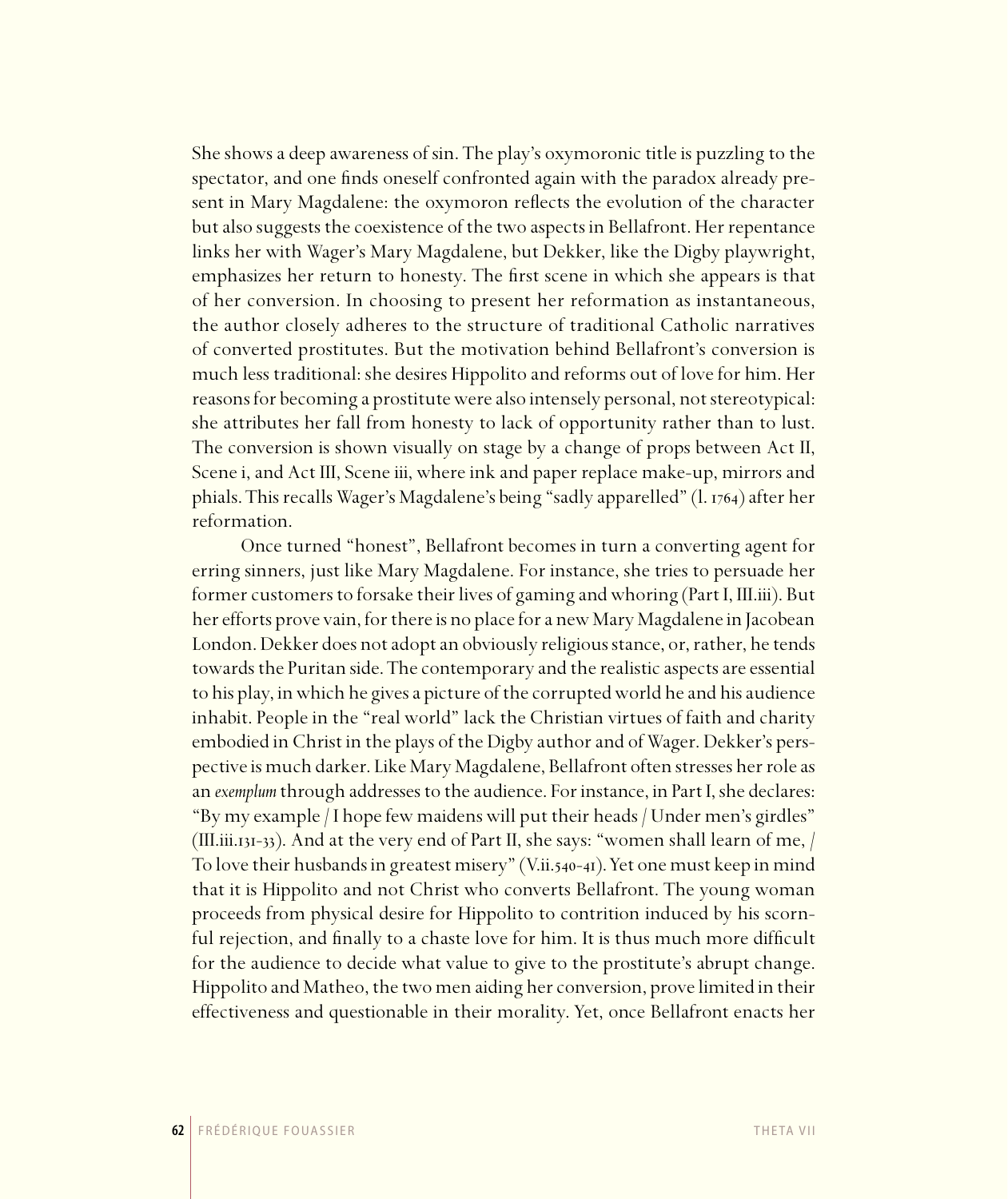She shows a deep awareness of sin. The play's oxymoronic title is puzzling to the spectator, and one finds oneself confronted again with the paradox already present in Mary Magdalene: the oxymoron reflects the evolution of the character but also suggests the coexistence of the two aspects in Bellafront. Her repentance links her with Wager's Mary Magdalene, but Dekker, like the Digby playwright, emphasizes her return to honesty. The first scene in which she appears is that of her conversion. In choosing to present her reformation as instantaneous, the author closely adheres to the structure of traditional Catholic narratives of converted prostitutes. But the motivation behind Bellafront's conversion is much less traditional: she desires Hippolito and reforms out of love for him. Her reasons for becoming a prostitute were also intensely personal, not stereotypical: she attributes her fall from honesty to lack of opportunity rather than to lust. The conversion is shown visually on stage by a change of props between Act II, Scene i, and Act III, Scene iii, where ink and paper replace make-up, mirrors and phials. This recalls Wager's Magdalene's being "sadly apparelled" (l. 1764) after her reformation.

Once turned "honest", Bellafront becomes in turn a converting agent for erring sinners, just like Mary Magdalene. For instance, she tries to persuade her former customers to forsake their lives of gaming and whoring (Part I, III.iii). But her efforts prove vain, for there is no place for a new Mary Magdalene in Jacobean London. Dekker does not adopt an obviously religious stance, or, rather, he tends towards the Puritan side. The contemporary and the realistic aspects are essential to his play, in which he gives a picture of the corrupted world he and his audience inhabit. People in the "real world" lack the Christian virtues of faith and charity embodied in Christ in the plays of the Digby author and of Wager. Dekker's perspective is much darker. Like Mary Magdalene, Bellafront often stresses her role as an *exemplum* through addresses to the audience. For instance, in Part I, she declares: "By my example / I hope few maidens will put their heads / Under men's girdles" (III.iii.131-33). And at the very end of Part II, she says: "women shall learn of me, / To love their husbands in greatest misery" (V.ii.540-41). Yet one must keep in mind that it is Hippolito and not Christ who converts Bellafront. The young woman proceeds from physical desire for Hippolito to contrition induced by his scornful rejection, and finally to a chaste love for him. It is thus much more difficult for the audience to decide what value to give to the prostitute's abrupt change. Hippolito and Matheo, the two men aiding her conversion, prove limited in their effectiveness and questionable in their morality. Yet, once Bellafront enacts her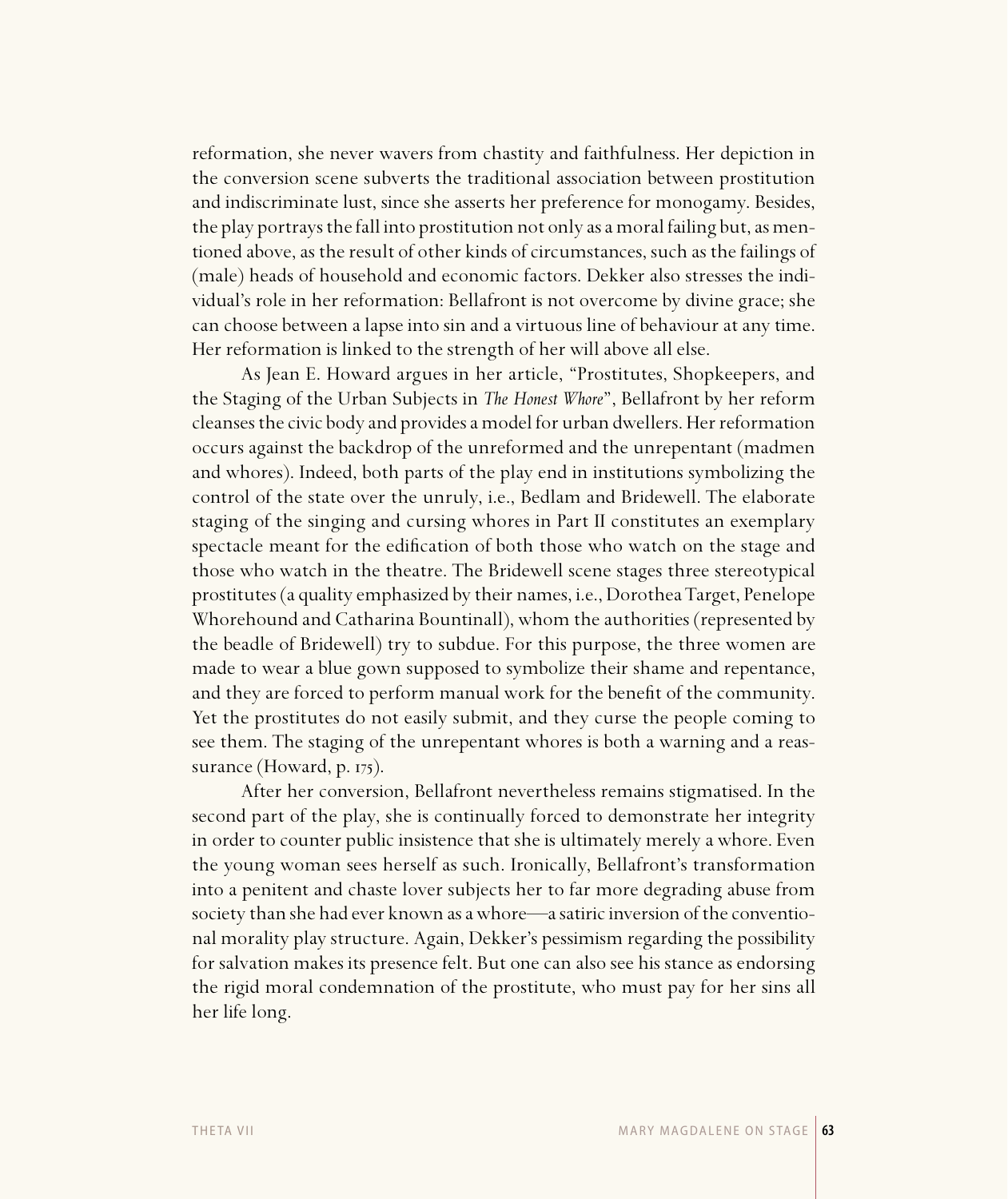reformation, she never wavers from chastity and faithfulness. Her depiction in the conversion scene subverts the traditional association between prostitution and indiscriminate lust, since she asserts her preference for monogamy. Besides, the play portrays the fall into prostitution not only as a moral failing but, as mentioned above, as the result of other kinds of circumstances, such as the failings of (male) heads of household and economic factors. Dekker also stresses the individual's role in her reformation: Bellafront is not overcome by divine grace; she can choose between a lapse into sin and a virtuous line of behaviour at any time. Her reformation is linked to the strength of her will above all else.

As Jean E. Howard argues in her article, "Prostitutes, Shopkeepers, and the Staging of the Urban Subjects in *The Honest Whore*", Bellafront by her reform cleanses the civic body and provides a model for urban dwellers. Her reformation occurs against the backdrop of the unreformed and the unrepentant (madmen and whores). Indeed, both parts of the play end in institutions symbolizing the control of the state over the unruly, i.e., Bedlam and Bridewell. The elaborate staging of the singing and cursing whores in Part II constitutes an exemplary spectacle meant for the edification of both those who watch on the stage and those who watch in the theatre. The Bridewell scene stages three stereotypical prostitutes (a quality emphasized by their names, i.e., Dorothea Target, Penelope Whorehound and Catharina Bountinall), whom the authorities (represented by the beadle of Bridewell) try to subdue. For this purpose, the three women are made to wear a blue gown supposed to symbolize their shame and repentance, and they are forced to perform manual work for the benefit of the community. Yet the prostitutes do not easily submit, and they curse the people coming to see them. The staging of the unrepentant whores is both a warning and a reassurance (Howard, p. 175).

After her conversion, Bellafront nevertheless remains stigmatised. In the second part of the play, she is continually forced to demonstrate her integrity in order to counter public insistence that she is ultimately merely a whore. Even the young woman sees herself as such. Ironically, Bellafront's transformation into a penitent and chaste lover subjects her to far more degrading abuse from society than she had ever known as a whore—a satiric inversion of the conventional morality play structure. Again, Dekker's pessimism regarding the possibility for salvation makes its presence felt. But one can also see his stance as endorsing the rigid moral condemnation of the prostitute, who must pay for her sins all her life long.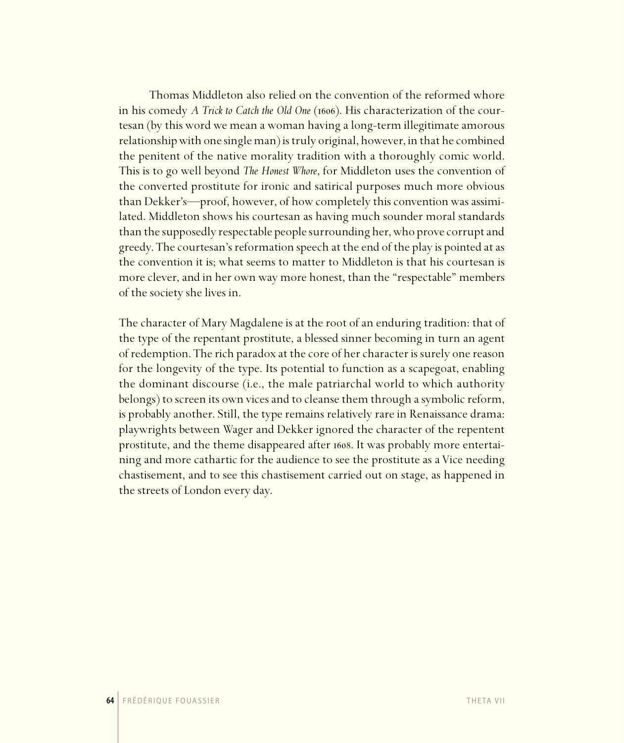Thomas Middleton also relied on the convention of the reformed whore in his comedy *A Trick to Catch the Old One* (1606). His characterization of the courtesan (by this word we mean a woman having a long-term illegitimate amorous relationship with one single man) is truly original, however, in that he combined the penitent of the native morality tradition with a thoroughly comic world. This is to go well beyond *The Honest Whore*, for Middleton uses the convention of the converted prostitute for ironic and satirical purposes much more obvious than Dekker's—proof, however, of how completely this convention was assimilated. Middleton shows his courtesan as having much sounder moral standards than the supposedly respectable people surrounding her, who prove corrupt and greedy. The courtesan's reformation speech at the end of the play is pointed at as the convention it is; what seems to matter to Middleton is that his courtesan is more clever, and in her own way more honest, than the "respectable" members of the society she lives in.

The character of Mary Magdalene is at the root of an enduring tradition: that of the type of the repentant prostitute, a blessed sinner becoming in turn an agent of redemption. The rich paradox at the core of her character is surely one reason for the longevity of the type. Its potential to function as a scapegoat, enabling the dominant discourse (i.e., the male patriarchal world to which authority belongs) to screen its own vices and to cleanse them through a symbolic reform, is probably another. Still, the type remains relatively rare in Renaissance drama: playwrights between Wager and Dekker ignored the character of the repentent prostitute, and the theme disappeared after 1608. It was probably more entertaining and more cathartic for the audience to see the prostitute as a Vice needing chastisement, and to see this chastisement carried out on stage, as happened in the streets of London every day.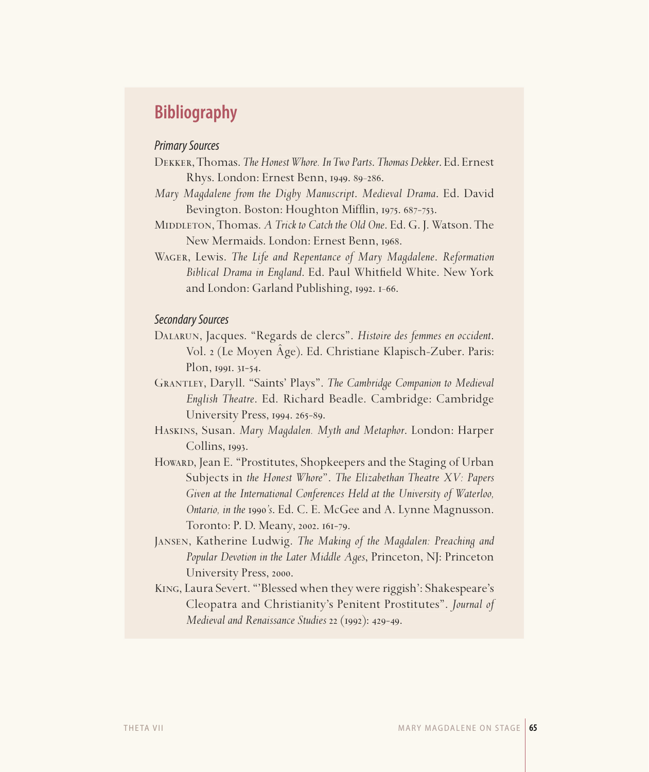## Bibliography

### *Primary Sources*

Dekker, Thomas. *The Honest Whore. In Two Parts*. *Thomas Dekker*. Ed. Ernest Rhys. London: Ernest Benn, 1949. 89-286.

*Mary Magdalene from the Digby Manuscript*. *Medieval Drama*. Ed. David Bevington. Boston: Houghton Mifflin, 1975. 687-753.

Middleton, Thomas. *A Trick to Catch the Old One*. Ed. G. J. Watson. The New Mermaids. London: Ernest Benn, 1968.

Wager, Lewis. *The Life and Repentance of Mary Magdalene*. *Reformation Biblical Drama in England*. Ed. Paul Whitfield White. New York and London: Garland Publishing, 1992. 1-66.

### *Secondary Sources*

Dalarun, Jacques. "Regards de clercs". *Histoire des femmes en occident*. Vol. 2 (Le Moyen Âge). Ed. Christiane Klapisch-Zuber. Paris: Plon, 1991. 31-54.

Grantley, Daryll. "Saints' Plays". *The Cambridge Companion to Medieval English Theatre*. Ed. Richard Beadle. Cambridge: Cambridge University Press, 1994. 265-89.

Haskins, Susan. *Mary Magdalen. Myth and Metaphor*. London: Harper Collins, 1993.

Howard, Jean E. "Prostitutes, Shopkeepers and the Staging of Urban Subjects in *the Honest Whore*". *The Elizabethan Theatre XV: Papers Given at the International Conferences Held at the University of Waterloo, Ontario, in the 1990's*. Ed. C. E. McGee and A. Lynne Magnusson. Toronto: P. D. Meany, 2002. 161-79.

Jansen, Katherine Ludwig. *The Making of the Magdalen: Preaching and Popular Devotion in the Later Middle Ages*, Princeton, NJ: Princeton University Press, 2000.

King, Laura Severt. "'Blessed when they were riggish': Shakespeare's Cleopatra and Christianity's Penitent Prostitutes". *Journal of Medieval and Renaissance Studies* 22 (1992): 429-49.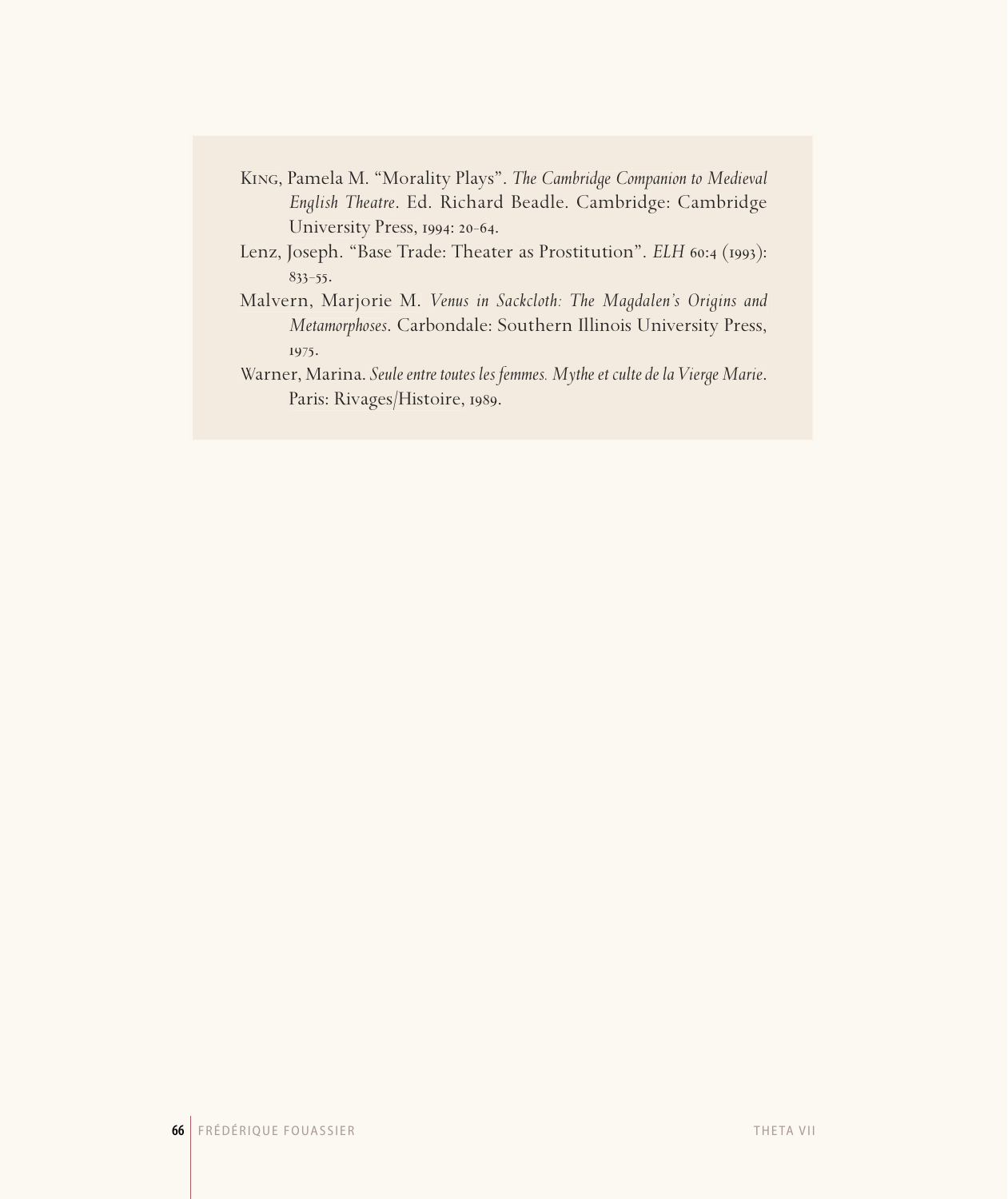KING, Pamela M. "Morality Plays". *The Cambridge Companion to Medieval English Theatre*. Ed. Richard Beadle. Cambridge: Cambridge University Press, 1994: 20-64.

Lenz, Joseph. "Base Trade: Theater as Prostitution". *ELH* 60:4 (1993): 833-55.

Malvern, Marjorie M. *Venus in Sackcloth: The Magdalen's Origins and Metamorphoses*. Carbondale: Southern Illinois University Press, 1975.

Warner, Marina. *Seule entre toutes les femmes. Mythe et culte de la Vierge Marie*. Paris: Rivages/Histoire, 1989.